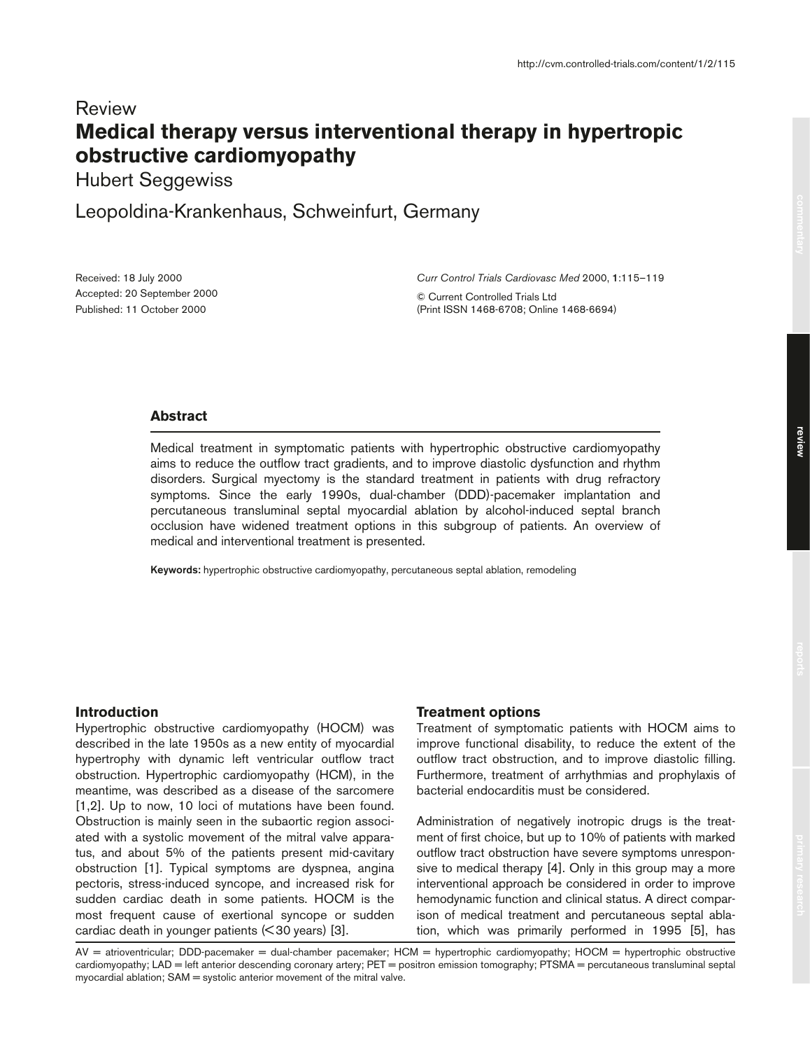Review

# Medical therapy versus interventional therapy in hypertropic obstructive cardiomyopathy

Hubert Seggewiss

Leopoldina-Krankenhaus, Schweinfurt, Germany

Received: 18 July 2000
Accepted: 20 September 2000
Published: 11 October 2000

*Curr Control Trials Cardiovasc Med* 2000, **1**:115–119

© Current Controlled Trials Ltd
(Print ISSN 1468-6708; Online 1468-6694)

## Abstract

Medical treatment in symptomatic patients with hypertrophic obstructive cardiomyopathy aims to reduce the outflow tract gradients, and to improve diastolic dysfunction and rhythm disorders. Surgical myectomy is the standard treatment in patients with drug refractory symptoms. Since the early 1990s, dual-chamber (DDD)-pacemaker implantation and percutaneous transluminal septal myocardial ablation by alcohol-induced septal branch occlusion have widened treatment options in this subgroup of patients. An overview of medical and interventional treatment is presented.

**Keywords:** hypertrophic obstructive cardiomyopathy, percutaneous septal ablation, remodeling

## Introduction

Hypertrophic obstructive cardiomyopathy (HOCM) was described in the late 1950s as a new entity of myocardial hypertrophy with dynamic left ventricular outflow tract obstruction. Hypertrophic cardiomyopathy (HCM), in the meantime, was described as a disease of the sarcomere [1,2]. Up to now, 10 loci of mutations have been found. Obstruction is mainly seen in the subaortic region associated with a systolic movement of the mitral valve apparatus, and about 5% of the patients present mid-cavitary obstruction [1]. Typical symptoms are dyspnea, angina pectoris, stress-induced syncope, and increased risk for sudden cardiac death in some patients. HOCM is the most frequent cause of exertional syncope or sudden cardiac death in younger patients (<30 years) [3].

## Treatment options

Treatment of symptomatic patients with HOCM aims to improve functional disability, to reduce the extent of the outflow tract obstruction, and to improve diastolic filling. Furthermore, treatment of arrhythmias and prophylaxis of bacterial endocarditis must be considered.

Administration of negatively inotropic drugs is the treatment of first choice, but up to 10% of patients with marked outflow tract obstruction have severe symptoms unresponsive to medical therapy [4]. Only in this group may a more interventional approach be considered in order to improve hemodynamic function and clinical status. A direct comparison of medical treatment and percutaneous septal ablation, which was primarily performed in 1995 [5], has

AV = atrioventricular; DDD-pacemaker = dual-chamber pacemaker; HCM = hypertrophic cardiomyopathy; HOCM = hypertrophic obstructive cardiomyopathy; LAD = left anterior descending coronary artery; PET = positron emission tomography; PTSMA = percutaneous transluminal septal myocardial ablation; SAM = systolic anterior movement of the mitral valve.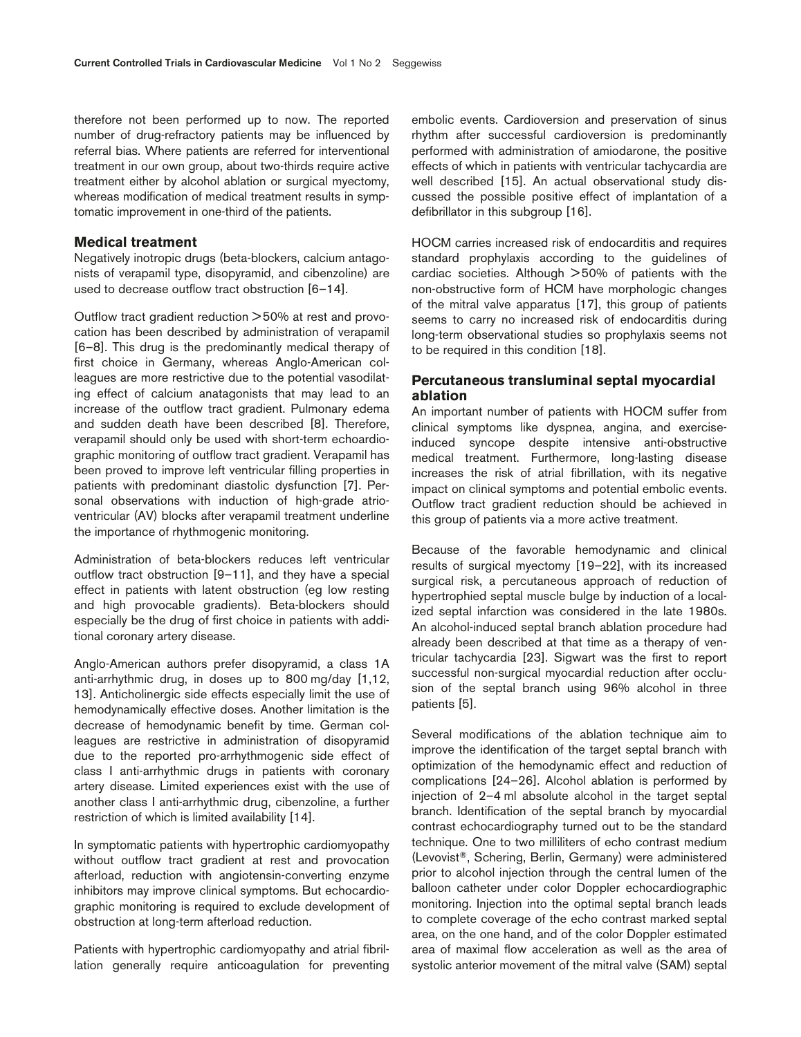therefore not been performed up to now. The reported number of drug-refractory patients may be influenced by referral bias. Where patients are referred for interventional treatment in our own group, about two-thirds require active treatment either by alcohol ablation or surgical myectomy, whereas modification of medical treatment results in symptomatic improvement in one-third of the patients.

## Medical treatment

Negatively inotropic drugs (beta-blockers, calcium antagonists of verapamil type, disopyramid, and cibenzoline) are used to decrease outflow tract obstruction [6–14].

Outflow tract gradient reduction >50% at rest and provocation has been described by administration of verapamil [6–8]. This drug is the predominantly medical therapy of first choice in Germany, whereas Anglo-American colleagues are more restrictive due to the potential vasodilating effect of calcium anatagonists that may lead to an increase of the outflow tract gradient. Pulmonary edema and sudden death have been described [8]. Therefore, verapamil should only be used with short-term echoardiographic monitoring of outflow tract gradient. Verapamil has been proved to improve left ventricular filling properties in patients with predominant diastolic dysfunction [7]. Personal observations with induction of high-grade atrioventricular (AV) blocks after verapamil treatment underline the importance of rhythmogenic monitoring.

Administration of beta-blockers reduces left ventricular outflow tract obstruction [9–11], and they have a special effect in patients with latent obstruction (eg low resting and high provocable gradients). Beta-blockers should especially be the drug of first choice in patients with additional coronary artery disease.

Anglo-American authors prefer disopyramid, a class 1A anti-arrhythmic drug, in doses up to 800 mg/day [1,12, 13]. Anticholinergic side effects especially limit the use of hemodynamically effective doses. Another limitation is the decrease of hemodynamic benefit by time. German colleagues are restrictive in administration of disopyramid due to the reported pro-arrhythmogenic side effect of class I anti-arrhythmic drugs in patients with coronary artery disease. Limited experiences exist with the use of another class I anti-arrhythmic drug, cibenzoline, a further restriction of which is limited availability [14].

In symptomatic patients with hypertrophic cardiomyopathy without outflow tract gradient at rest and provocation afterload, reduction with angiotensin-converting enzyme inhibitors may improve clinical symptoms. But echocardiographic monitoring is required to exclude development of obstruction at long-term afterload reduction.

Patients with hypertrophic cardiomyopathy and atrial fibrillation generally require anticoagulation for preventing embolic events. Cardioversion and preservation of sinus rhythm after successful cardioversion is predominantly performed with administration of amiodarone, the positive effects of which in patients with ventricular tachycardia are well described [15]. An actual observational study discussed the possible positive effect of implantation of a defibrillator in this subgroup [16].

HOCM carries increased risk of endocarditis and requires standard prophylaxis according to the guidelines of cardiac societies. Although >50% of patients with the non-obstructive form of HCM have morphologic changes of the mitral valve apparatus [17], this group of patients seems to carry no increased risk of endocarditis during long-term observational studies so prophylaxis seems not to be required in this condition [18].

## Percutaneous transluminal septal myocardial ablation

An important number of patients with HOCM suffer from clinical symptoms like dyspnea, angina, and exercise-induced syncope despite intensive anti-obstructive medical treatment. Furthermore, long-lasting disease increases the risk of atrial fibrillation, with its negative impact on clinical symptoms and potential embolic events. Outflow tract gradient reduction should be achieved in this group of patients via a more active treatment.

Because of the favorable hemodynamic and clinical results of surgical myectomy [19–22], with its increased surgical risk, a percutaneous approach of reduction of hypertrophied septal muscle bulge by induction of a localized septal infarction was considered in the late 1980s. An alcohol-induced septal branch ablation procedure had already been described at that time as a therapy of ventricular tachycardia [23]. Sigwart was the first to report successful non-surgical myocardial reduction after occlusion of the septal branch using 96% alcohol in three patients [5].

Several modifications of the ablation technique aim to improve the identification of the target septal branch with optimization of the hemodynamic effect and reduction of complications [24–26]. Alcohol ablation is performed by injection of 2–4 ml absolute alcohol in the target septal branch. Identification of the septal branch by myocardial contrast echocardiography turned out to be the standard technique. One to two milliliters of echo contrast medium (Levovist®, Schering, Berlin, Germany) were administered prior to alcohol injection through the central lumen of the balloon catheter under color Doppler echocardiographic monitoring. Injection into the optimal septal branch leads to complete coverage of the echo contrast marked septal area, on the one hand, and of the color Doppler estimated area of maximal flow acceleration as well as the area of systolic anterior movement of the mitral valve (SAM) septal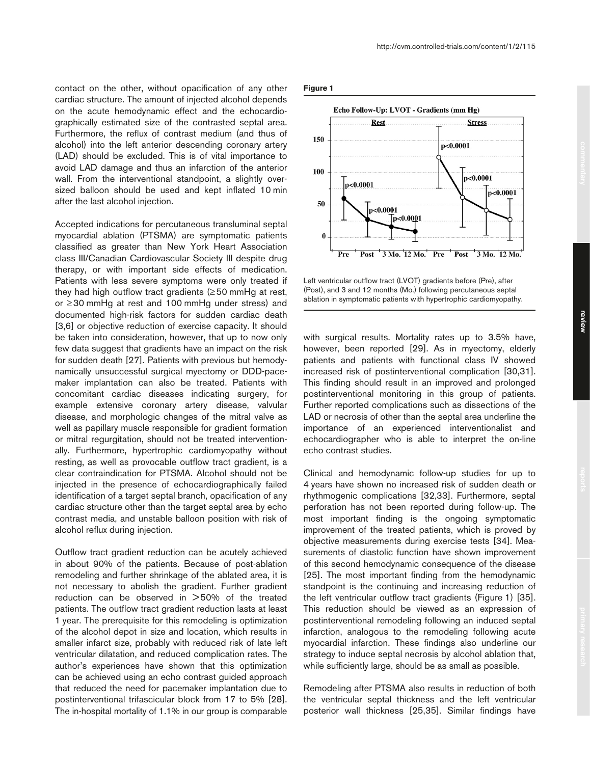contact on the other, without opacification of any other cardiac structure. The amount of injected alcohol depends on the acute hemodynamic effect and the echocardiographically estimated size of the contrasted septal area. Furthermore, the reflux of contrast medium (and thus of alcohol) into the left anterior descending coronary artery (LAD) should be excluded. This is of vital importance to avoid LAD damage and thus an infarction of the anterior wall. From the interventional standpoint, a slightly oversized balloon should be used and kept inflated 10 min after the last alcohol injection.

Accepted indications for percutaneous transluminal septal myocardial ablation (PTSMA) are symptomatic patients classified as greater than New York Heart Association class III/Canadian Cardiovascular Society III despite drug therapy, or with important side effects of medication. Patients with less severe symptoms were only treated if they had high outflow tract gradients (≥50 mmHg at rest, or ≥30 mmHg at rest and 100 mmHg under stress) and documented high-risk factors for sudden cardiac death [3,6] or objective reduction of exercise capacity. It should be taken into consideration, however, that up to now only few data suggest that gradients have an impact on the risk for sudden death [27]. Patients with previous but hemodynamically unsuccessful surgical myectomy or DDD-pacemaker implantation can also be treated. Patients with concomitant cardiac diseases indicating surgery, for example extensive coronary artery disease, valvular disease, and morphologic changes of the mitral valve as well as papillary muscle responsible for gradient formation or mitral regurgitation, should not be treated interventionally. Furthermore, hypertrophic cardiomyopathy without resting, as well as provocable outflow tract gradient, is a clear contraindication for PTSMA. Alcohol should not be injected in the presence of echocardiographically failed identification of a target septal branch, opacification of any cardiac structure other than the target septal area by echo contrast media, and unstable balloon position with risk of alcohol reflux during injection.

Outflow tract gradient reduction can be acutely achieved in about 90% of the patients. Because of post-ablation remodeling and further shrinkage of the ablated area, it is not necessary to abolish the gradient. Further gradient reduction can be observed in >50% of the treated patients. The outflow tract gradient reduction lasts at least 1 year. The prerequisite for this remodeling is optimization of the alcohol depot in size and location, which results in smaller infarct size, probably with reduced risk of late left ventricular dilatation, and reduced complication rates. The author's experiences have shown that this optimization can be achieved using an echo contrast guided approach that reduced the need for pacemaker implantation due to postinterventional trifascicular block from 17 to 5% [28]. The in-hospital mortality of 1.1% in our group is comparable with surgical results. Mortality rates up to 3.5% have, however, been reported [29]. As in myectomy, elderly patients and patients with functional class IV showed increased risk of postinterventional complication [30,31]. This finding should result in an improved and prolonged postinterventional monitoring in this group of patients. Further reported complications such as dissections of the LAD or necrosis of other than the septal area underline the importance of an experienced interventionalist and echocardiographer who is able to interpret the on-line echo contrast studies.

**Figure 1**

Left ventricular outflow tract (LVOT) gradients before (Pre), after (Post), and 3 and 12 months (Mo.) following percutaneous septal ablation in symptomatic patients with hypertrophic cardiomyopathy.

Clinical and hemodynamic follow-up studies for up to 4 years have shown no increased risk of sudden death or rhythmogenic complications [32,33]. Furthermore, septal perforation has not been reported during follow-up. The most important finding is the ongoing symptomatic improvement of the treated patients, which is proved by objective measurements during exercise tests [34]. Measurements of diastolic function have shown improvement of this second hemodynamic consequence of the disease [25]. The most important finding from the hemodynamic standpoint is the continuing and increasing reduction of the left ventricular outflow tract gradients (Figure 1) [35]. This reduction should be viewed as an expression of postinterventional remodeling following an induced septal infarction, analogous to the remodeling following acute myocardial infarction. These findings also underline our strategy to induce septal necrosis by alcohol ablation that, while sufficiently large, should be as small as possible.

Remodeling after PTSMA also results in reduction of both the ventricular septal thickness and the left ventricular posterior wall thickness [25,35]. Similar findings have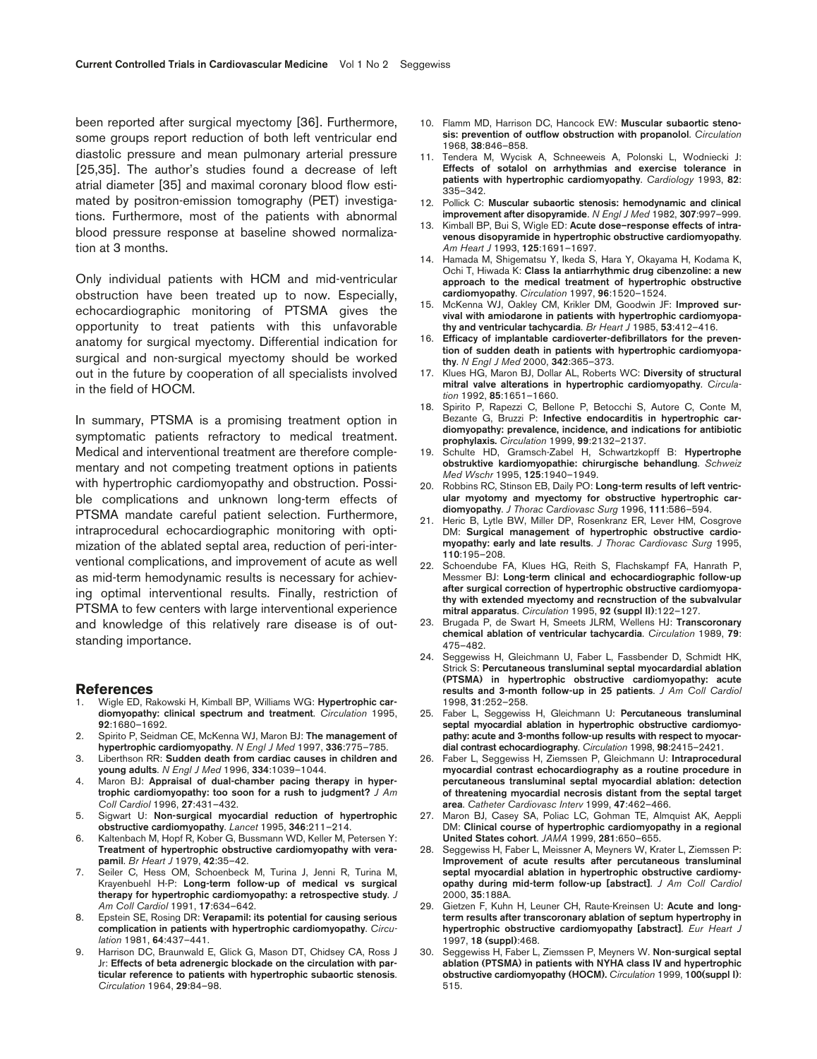been reported after surgical myectomy [36]. Furthermore, some groups report reduction of both left ventricular end diastolic pressure and mean pulmonary arterial pressure [25,35]. The author's studies found a decrease of left atrial diameter [35] and maximal coronary blood flow estimated by positron-emission tomography (PET) investigations. Furthermore, most of the patients with abnormal blood pressure response at baseline showed normalization at 3 months.

Only individual patients with HCM and mid-ventricular obstruction have been treated up to now. Especially, echocardiographic monitoring of PTSMA gives the opportunity to treat patients with this unfavorable anatomy for surgical myectomy. Differential indication for surgical and non-surgical myectomy should be worked out in the future by cooperation of all specialists involved in the field of HOCM.

In summary, PTSMA is a promising treatment option in symptomatic patients refractory to medical treatment. Medical and interventional treatment are therefore complementary and not competing treatment options in patients with hypertrophic cardiomyopathy and obstruction. Possible complications and unknown long-term effects of PTSMA mandate careful patient selection. Furthermore, intraprocedural echocardiographic monitoring with optimization of the ablated septal area, reduction of peri-interventional complications, and improvement of acute as well as mid-term hemodynamic results is necessary for achieving optimal interventional results. Finally, restriction of PTSMA to few centers with large interventional experience and knowledge of this relatively rare disease is of outstanding importance.

## References

1. Wigle ED, Rakowski H, Kimball BP, Williams WG: **Hypertrophic cardiomyopathy: clinical spectrum and treatment**. *Circulation* 1995, **92**:1680–1692.
2. Spirito P, Seidman CE, McKenna WJ, Maron BJ: **The management of hypertrophic cardiomyopathy**. *N Engl J Med* 1997, **336**:775–785.
3. Liberthson RR: **Sudden death from cardiac causes in children and young adults**. *N Engl J Med* 1996, **334**:1039–1044.
4. Maron BJ: **Appraisal of dual-chamber pacing therapy in hypertrophic cardiomyopathy: too soon for a rush to judgment?** *J Am Coll Cardiol* 1996, **27**:431–432.
5. Sigwart U: **Non-surgical myocardial reduction of hypertrophic obstructive cardiomyopathy**. *Lancet* 1995, **346**:211–214.
6. Kaltenbach M, Hopf R, Kober G, Bussmann WD, Keller M, Petersen Y: **Treatment of hypertrophic obstructive cardiomyopathy with verapamil**. *Br Heart J* 1979, **42**:35–42.
7. Seiler C, Hess OM, Schoenbeck M, Turina J, Jenni R, Turina M, Krayenbuehl H-P: **Long-term follow-up of medical vs surgical therapy for hypertrophic cardiomyopathy: a retrospective study**. *J Am Coll Cardiol* 1991, **17**:634–642.
8. Epstein SE, Rosing DR: **Verapamil: its potential for causing serious complication in patients with hypertrophic cardiomyopathy**. *Circulation* 1981, **64**:437–441.
9. Harrison DC, Braunwald E, Glick G, Mason DT, Chidsey CA, Ross J Jr: **Effects of beta adrenergic blockade on the circulation with particular reference to patients with hypertrophic subaortic stenosis**. *Circulation* 1964, **29**:84–98.
10. Flamm MD, Harrison DC, Hancock EW: **Muscular subaortic stenosis: prevention of outflow obstruction with propanolol**. *Circulation* 1968, **38**:846–858.
11. Tendera M, Wycisk A, Schneeweis A, Polonski L, Wodniecki J: **Effects of sotalol on arrhythmias and exercise tolerance in patients with hypertrophic cardiomyopathy**. *Cardiology* 1993, **82**: 335–342.
12. Pollick C: **Muscular subaortic stenosis: hemodynamic and clinical improvement after disopyramide**. *N Engl J Med* 1982, **307**:997–999.
13. Kimball BP, Bui S, Wigle ED: **Acute dose–response effects of intravenous disopyramide in hypertrophic obstructive cardiomyopathy**. *Am Heart J* 1993, **125**:1691–1697.
14. Hamada M, Shigematsu Y, Ikeda S, Hara Y, Okayama H, Kodama K, Ochi T, Hiwada K: **Class Ia antiarrhythmic drug cibenzoline: a new approach to the medical treatment of hypertrophic obstructive cardiomyopathy**. *Circulation* 1997, **96**:1520–1524.
15. McKenna WJ, Oakley CM, Krikler DM, Goodwin JF: **Improved survival with amiodarone in patients with hypertrophic cardiomyopathy and ventricular tachycardia**. *Br Heart J* 1985, **53**:412–416.
16. **Efficacy of implantable cardioverter-defibrillators for the prevention of sudden death in patients with hypertrophic cardiomyopathy**. *N Engl J Med* 2000, **342**:365–373.
17. Klues HG, Maron BJ, Dollar AL, Roberts WC: **Diversity of structural mitral valve alterations in hypertrophic cardiomyopathy**. *Circulation* 1992, **85**:1651–1660.
18. Spirito P, Rapezzi C, Bellone P, Betocchi S, Autore C, Conte M, Bezante G, Bruzzi P: **Infective endocarditis in hypertrophic cardiomyopathy: prevalence, incidence, and indications for antibiotic prophylaxis.** *Circulation* 1999, **99**:2132–2137.
19. Schulte HD, Gramsch-Zabel H, Schwartzkopff B: **Hypertrophe obstruktive kardiomyopathie: chirurgische behandlung**. *Schweiz Med Wschr* 1995, **125**:1940–1949.
20. Robbins RC, Stinson EB, Daily PO: **Long-term results of left ventricular myotomy and myectomy for obstructive hypertrophic cardiomyopathy**. *J Thorac Cardiovasc Surg* 1996, **111**:586–594.
21. Heric B, Lytle BW, Miller DP, Rosenkranz ER, Lever HM, Cosgrove DM: **Surgical management of hypertrophic obstructive cardiomyopathy: early and late results**. *J Thorac Cardiovasc Surg* 1995, **110**:195–208.
22. Schoendube FA, Klues HG, Reith S, Flachskampf FA, Hanrath P, Messmer BJ: **Long-term clinical and echocardiographic follow-up after surgical correction of hypertrophic obstructive cardiomyopathy with extended myectomy and recnstruction of the subvalvular mitral apparatus**. *Circulation* 1995, **92 (suppl II)**:122–127.
23. Brugada P, de Swart H, Smeets JLRM, Wellens HJ: **Transcoronary chemical ablation of ventricular tachycardia**. *Circulation* 1989, **79**: 475–482.
24. Seggewiss H, Gleichmann U, Faber L, Fassbender D, Schmidt HK, Strick S: **Percutaneous transluminal septal myocardardial ablation (PTSMA) in hypertrophic obstructive cardiomyopathy: acute results and 3-month follow-up in 25 patients**. *J Am Coll Cardiol* 1998, **31**:252–258.
25. Faber L, Seggewiss H, Gleichmann U: **Percutaneous transluminal septal myocardial ablation in hypertrophic obstructive cardiomyopathy: acute and 3-months follow-up results with respect to myocardial contrast echocardiography**. *Circulation* 1998, **98**:2415–2421.
26. Faber L, Seggewiss H, Ziemssen P, Gleichmann U: **Intraprocedural myocardial contrast echocardiography as a routine procedure in percutaneous transluminal septal myocardial ablation: detection of threatening myocardial necrosis distant from the septal target area**. *Catheter Cardiovasc Interv* 1999, **47**:462–466.
27. Maron BJ, Casey SA, Poliac LC, Gohman TE, Almquist AK, Aeppli DM: **Clinical course of hypertrophic cardiomyopathy in a regional United States cohort**. *JAMA* 1999, **281**:650–655.
28. Seggewiss H, Faber L, Meissner A, Meyners W, Krater L, Ziemssen P: **Improvement of acute results after percutaneous transluminal septal myocardial ablation in hypertrophic obstructive cardiomyopathy during mid-term follow-up [abstract]**. *J Am Coll Cardiol* 2000, **35**:188A.
29. Gietzen F, Kuhn H, Leuner CH, Raute-Kreinsen U: **Acute and long-term results after transcoronary ablation of septum hypertrophy in hypertrophic obstructive cardiomyopathy [abstract]**. *Eur Heart J* 1997, **18 (suppl)**:468.
30. Seggewiss H, Faber L, Ziemssen P, Meyners W. **Non-surgical septal ablation (PTSMA) in patients with NYHA class IV and hypertrophic obstructive cardiomyopathy (HOCM).** *Circulation* 1999, **100(suppl I)**: 515.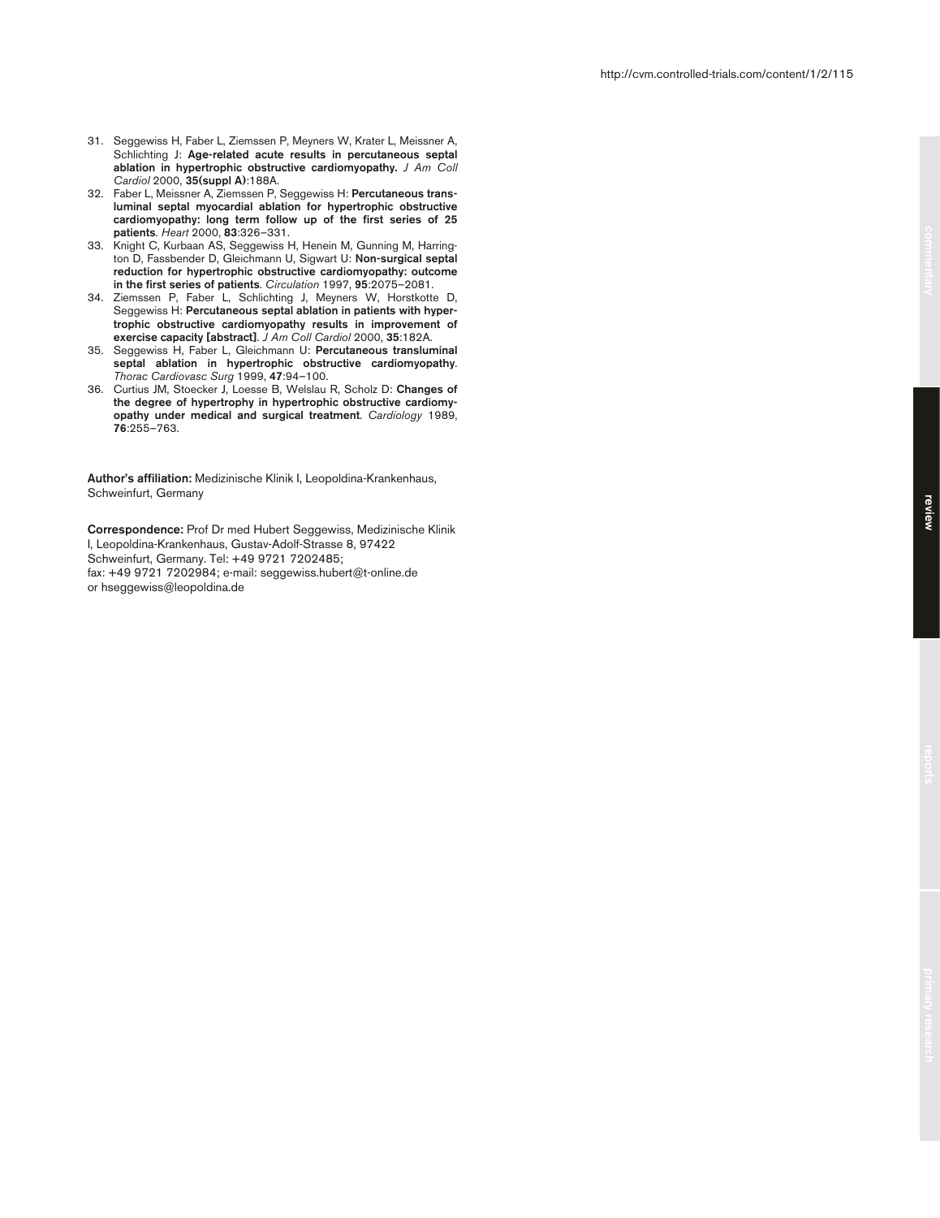31. Seggewiss H, Faber L, Ziemssen P, Meyners W, Krater L, Meissner A, Schlichting J: **Age-related acute results in percutaneous septal ablation in hypertrophic obstructive cardiomyopathy.** *J Am Coll Cardiol* 2000, **35(suppl A)**:188A.
32. Faber L, Meissner A, Ziemssen P, Seggewiss H: **Percutaneous transluminal septal myocardial ablation for hypertrophic obstructive cardiomyopathy: long term follow up of the first series of 25 patients**. *Heart* 2000, **83**:326–331.
33. Knight C, Kurbaan AS, Seggewiss H, Henein M, Gunning M, Harrington D, Fassbender D, Gleichmann U, Sigwart U: **Non-surgical septal reduction for hypertrophic obstructive cardiomyopathy: outcome in the first series of patients**. *Circulation* 1997, **95**:2075–2081.
34. Ziemssen P, Faber L, Schlichting J, Meyners W, Horstkotte D, Seggewiss H: **Percutaneous septal ablation in patients with hypertrophic obstructive cardiomyopathy results in improvement of exercise capacity [abstract]**. *J Am Coll Cardiol* 2000, **35**:182A.
35. Seggewiss H, Faber L, Gleichmann U: **Percutaneous transluminal septal ablation in hypertrophic obstructive cardiomyopathy**. *Thorac Cardiovasc Surg* 1999, **47**:94–100.
36. Curtius JM, Stoecker J, Loesse B, Welslau R, Scholz D: **Changes of the degree of hypertrophy in hypertrophic obstructive cardiomyopathy under medical and surgical treatment**. *Cardiology* 1989, **76**:255–763.

**Author's affiliation:** Medizinische Klinik I, Leopoldina-Krankenhaus, Schweinfurt, Germany

**Correspondence:** Prof Dr med Hubert Seggewiss, Medizinische Klinik I, Leopoldina-Krankenhaus, Gustav-Adolf-Strasse 8, 97422 Schweinfurt, Germany. Tel: +49 9721 7202485; fax: +49 9721 7202984; e-mail: seggewiss.hubert@t-online.de or hseggewiss@leopoldina.de